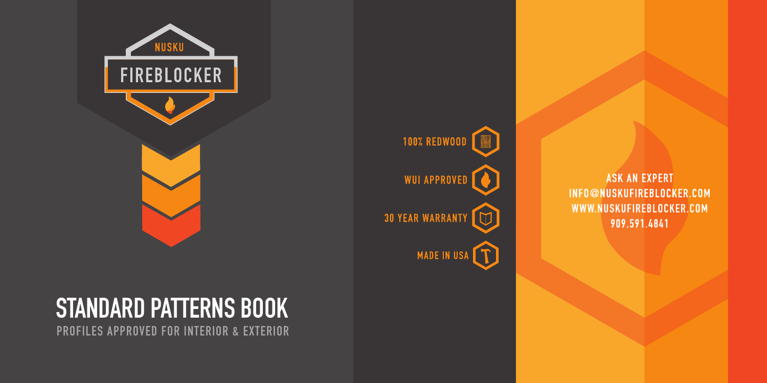NUSKU

FIREBLOCKER

100% REDWOOD

WUI APPROVED

30 YEAR WARRANTY

MADE IN USA

ASK AN EXPERT

INFO@NUSKUFIREBLOCKER.COM

WWW.NUSKUFIREBLOCKER.COM

909.591.4841

# STANDARD PATTERNS BOOK

PROFILES APPROVED FOR INTERIOR & EXTERIOR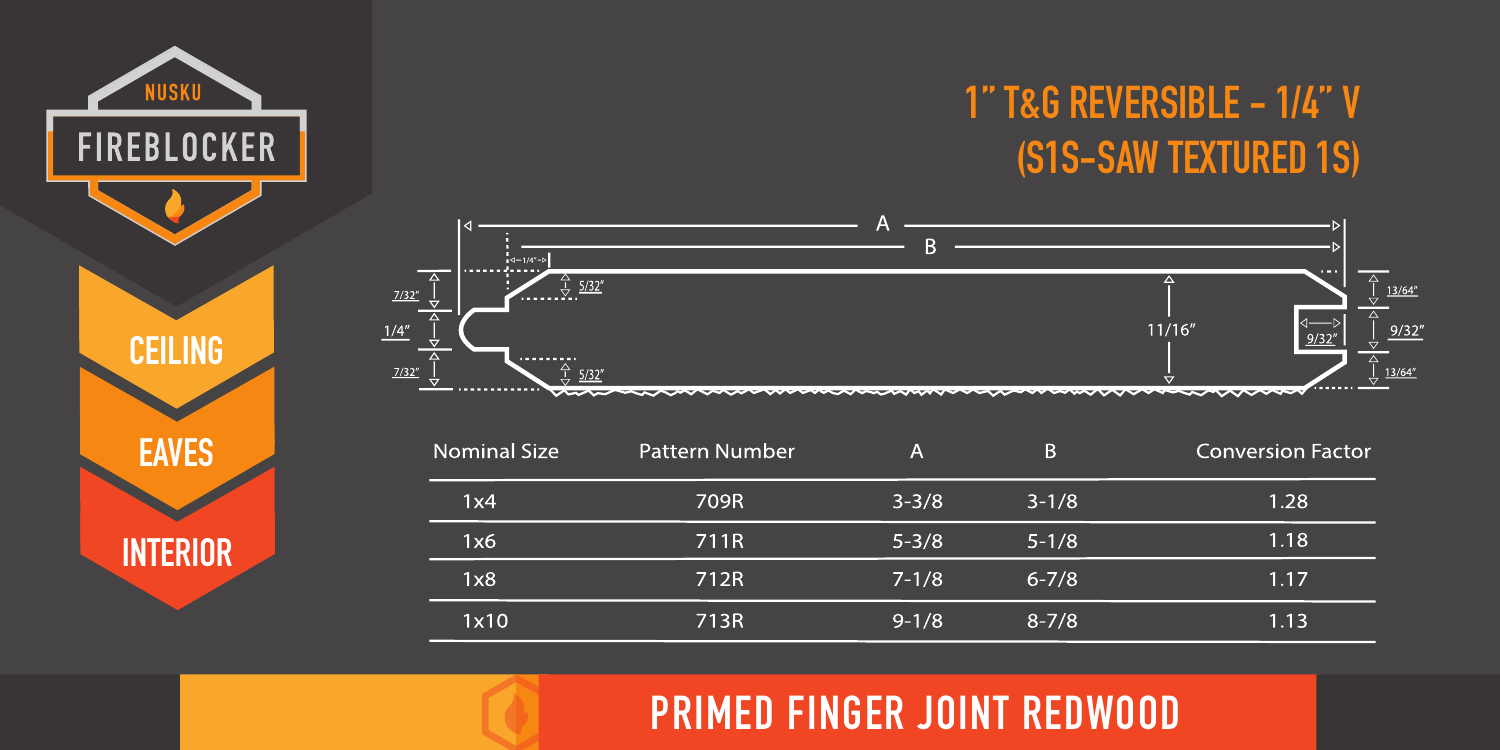NUSKU

FIREBLOCKER

CEILING

EAVES

INTERIOR

# 1" T&G REVERSIBLE - 1/4" V (S1S-SAW TEXTURED 1S)

A

B

1/4"

7/32"

1/4"

7/32"

5/32"

5/32"

11/16"

9/32"

13/64"

9/32"

13/64"

| Nominal Size | Pattern Number | A | B | Conversion Factor |
|---|---|---|---|---|
| 1x4 | 709R | 3-3/8 | 3-1/8 | 1.28 |
| 1x6 | 711R | 5-3/8 | 5-1/8 | 1.18 |
| 1x8 | 712R | 7-1/8 | 6-7/8 | 1.17 |
| 1x10 | 713R | 9-1/8 | 8-7/8 | 1.13 |

## PRIMED FINGER JOINT REDWOOD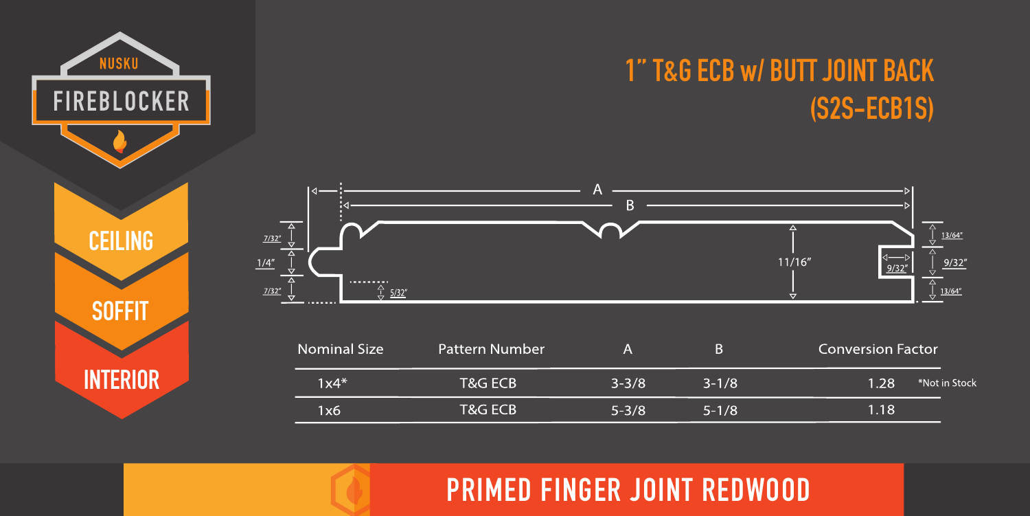NUSKU

FIREBLOCKER

CEILING

SOFFIT

INTERIOR

# 1" T&G ECB w/ BUTT JOINT BACK (S2S-ECB1S)

A

B

7/32"

1/4"

7/32"

5/32"

11/16"

9/32"

13/64"

9/32"

13/64"

| Nominal Size | Pattern Number | A | B | Conversion Factor |
|---|---|---|---|---|
| 1x4* | T&G ECB | 3-3/8 | 3-1/8 | 1.28 |
| 1x6 | T&G ECB | 5-3/8 | 5-1/8 | 1.18 |

*Not in Stock

## PRIMED FINGER JOINT REDWOOD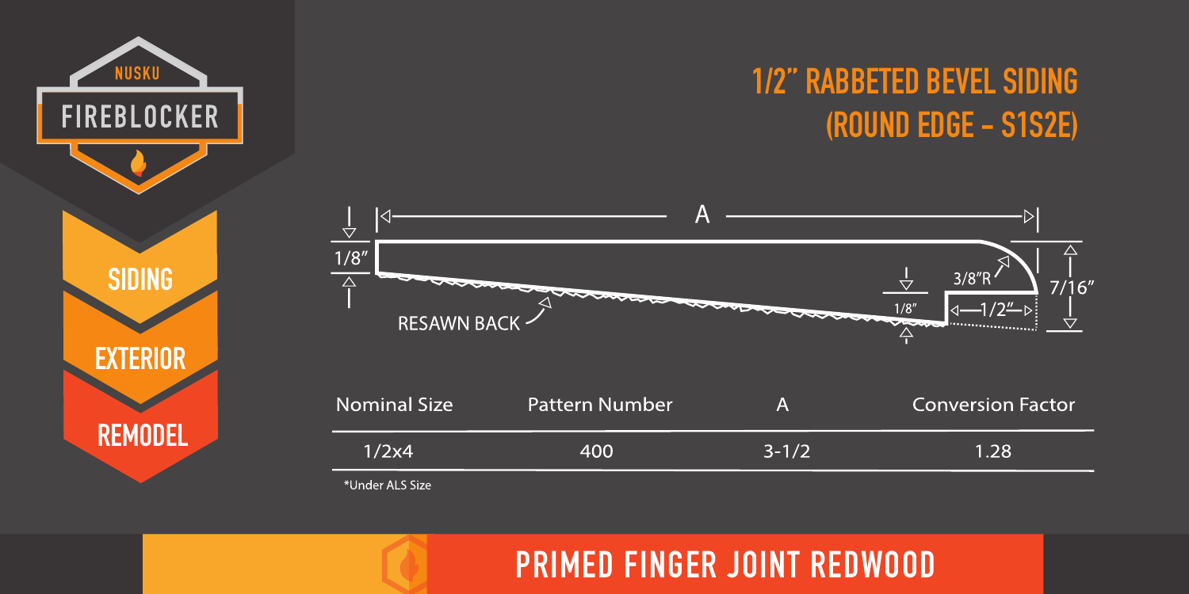NUSKU

FIREBLOCKER

SIDING

EXTERIOR

REMODEL

# 1/2" RABBETED BEVEL SIDING (ROUND EDGE - S1S2E)

A

1/8"

3/8"R

7/16"

1/8"

1/2"

RESAWN BACK

| Nominal Size | Pattern Number | A | Conversion Factor |
|---|---|---|---|
| 1/2x4 | 400 | 3-1/2 | 1.28 |

*Under ALS Size

## PRIMED FINGER JOINT REDWOOD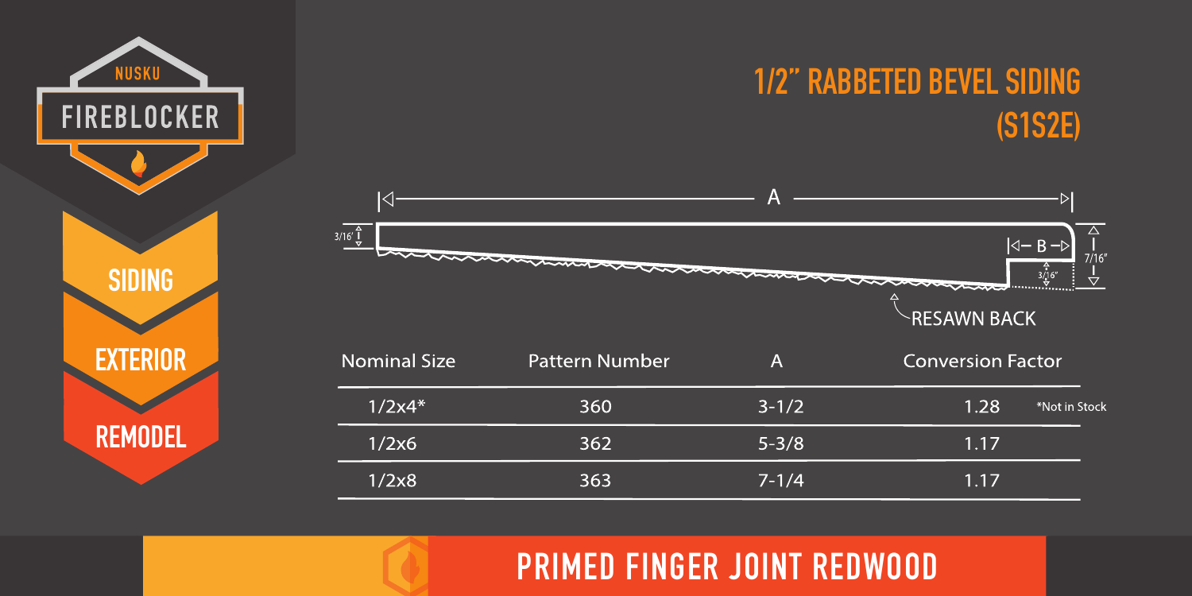NUSKU

FIREBLOCKER

SIDING

EXTERIOR

REMODEL

# 1/2" RABBETED BEVEL SIDING (S1S2E)

A

B

3/16'

3/16"

7/16"

RESAWN BACK

| Nominal Size | Pattern Number | A | Conversion Factor | |
|---|---|---|---|---|
| 1/2x4* | 360 | 3-1/2 | 1.28 | *Not in Stock |
| 1/2x6 | 362 | 5-3/8 | 1.17 | |
| 1/2x8 | 363 | 7-1/4 | 1.17 | |

## PRIMED FINGER JOINT REDWOOD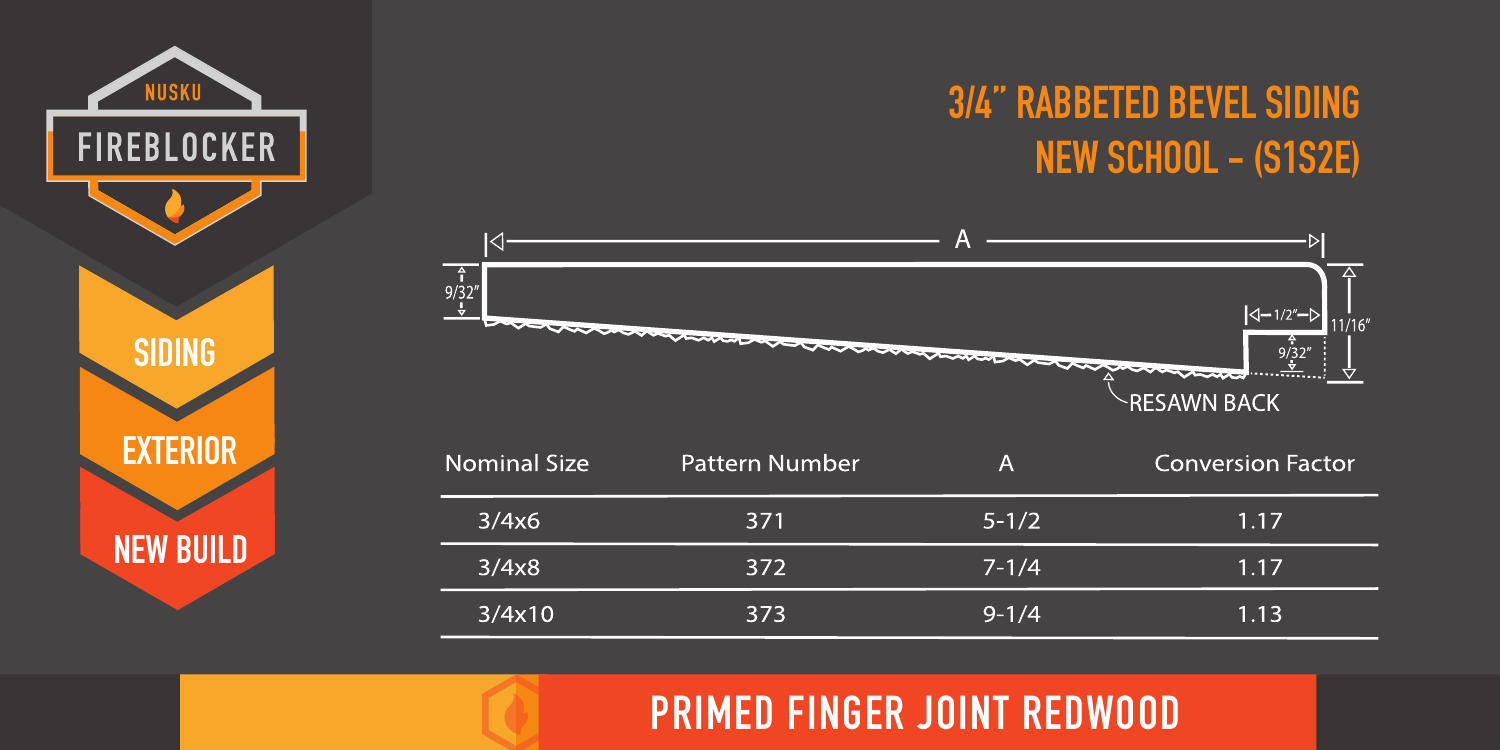NUSKU

FIREBLOCKER

SIDING

EXTERIOR

NEW BUILD

# 3/4" RABBETED BEVEL SIDING
## NEW SCHOOL - (S1S2E)

A

9/32"

1/2"

9/32"

11/16"

RESAWN BACK

| Nominal Size | Pattern Number | A | Conversion Factor |
|---|---|---|---|
| 3/4x6 | 371 | 5-1/2 | 1.17 |
| 3/4x8 | 372 | 7-1/4 | 1.17 |
| 3/4x10 | 373 | 9-1/4 | 1.13 |

PRIMED FINGER JOINT REDWOOD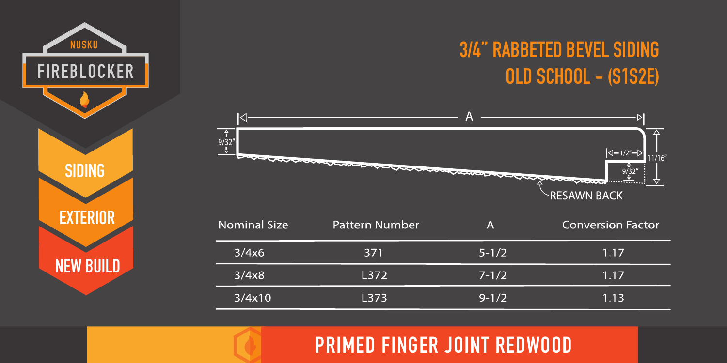NUSKU

FIREBLOCKER

SIDING

EXTERIOR

NEW BUILD

# 3/4" RABBETED BEVEL SIDING
## OLD SCHOOL - (S1S2E)

A

9/32"

1/2"

9/32"

11/16"

RESAWN BACK

| Nominal Size | Pattern Number | A | Conversion Factor |
| --- | --- | --- | --- |
| 3/4x6 | 371 | 5-1/2 | 1.17 |
| 3/4x8 | L372 | 7-1/2 | 1.17 |
| 3/4x10 | L373 | 9-1/2 | 1.13 |

## PRIMED FINGER JOINT REDWOOD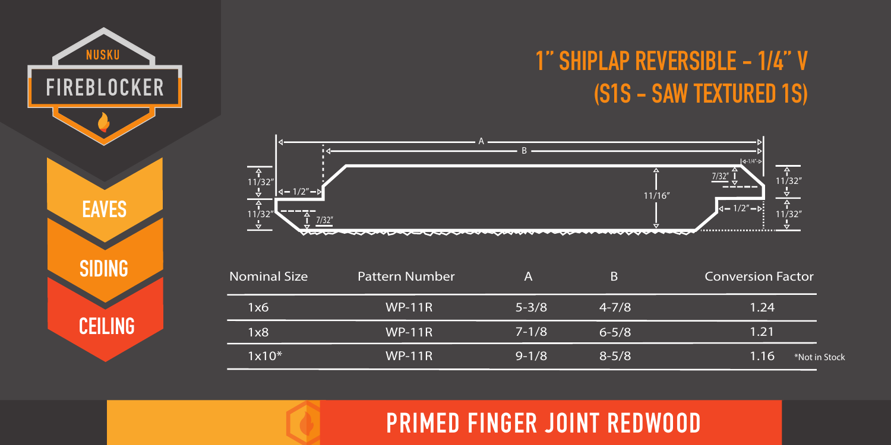NUSKU

FIREBLOCKER

EAVES

SIDING

CEILING

# 1" SHIPLAP REVERSIBLE - 1/4" V
## (S1S - SAW TEXTURED 1S)

A

B

1/4"

11/32"

11/32"

1/2"

7/32"

11/16"

7/32"

11/32"

11/32"

1/2"

| Nominal Size | Pattern Number | A | B | Conversion Factor |
|---|---|---|---|---|
| 1x6 | WP-11R | 5-3/8 | 4-7/8 | 1.24 |
| 1x8 | WP-11R | 7-1/8 | 6-5/8 | 1.21 |
| 1x10* | WP-11R | 9-1/8 | 8-5/8 | 1.16 |

*Not in Stock

## PRIMED FINGER JOINT REDWOOD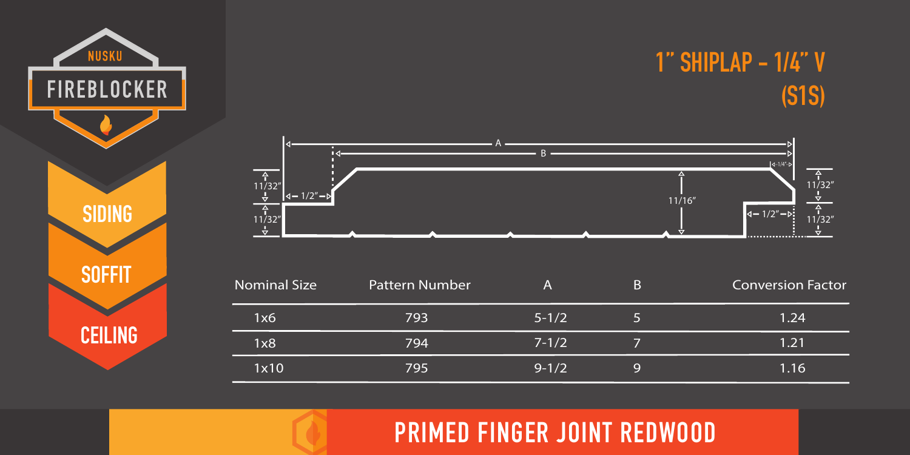NUSKU

FIREBLOCKER

SIDING

SOFFIT

CEILING

# 1" SHIPLAP - 1/4" V (S1S)

A

B

1/4"

11/32"

11/32"

1/2"

11/16"

1/2"

11/32"

11/32"

| Nominal Size | Pattern Number | A | B | Conversion Factor |
|---|---|---|---|---|
| 1x6 | 793 | 5-1/2 | 5 | 1.24 |
| 1x8 | 794 | 7-1/2 | 7 | 1.21 |
| 1x10 | 795 | 9-1/2 | 9 | 1.16 |

## PRIMED FINGER JOINT REDWOOD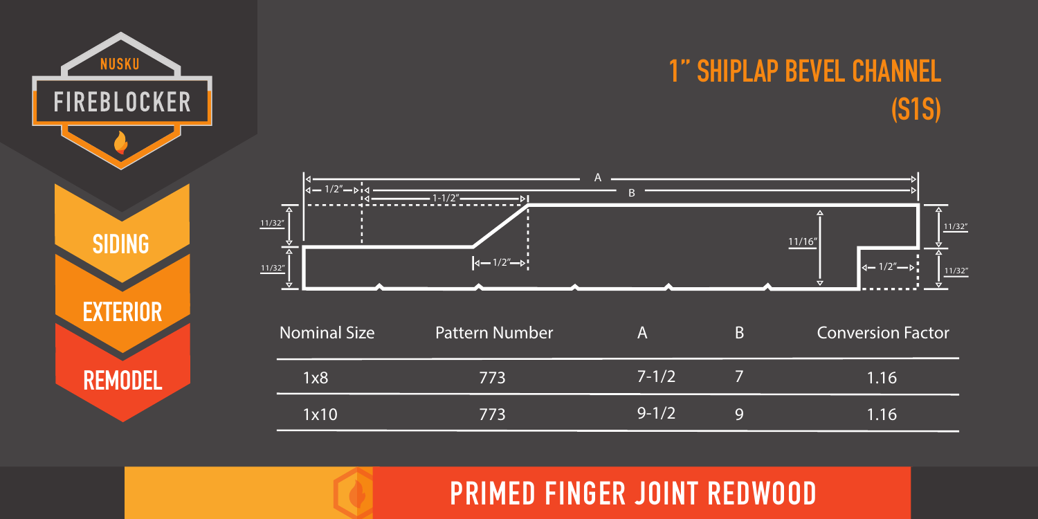NUSKU

FIREBLOCKER

SIDING

EXTERIOR

REMODEL

# 1" SHIPLAP BEVEL CHANNEL (S1S)

| Nominal Size | Pattern Number | A | B | Conversion Factor |
|---|---|---|---|---|
| 1x8 | 773 | 7-1/2 | 7 | 1.16 |
| 1x10 | 773 | 9-1/2 | 9 | 1.16 |

## PRIMED FINGER JOINT REDWOOD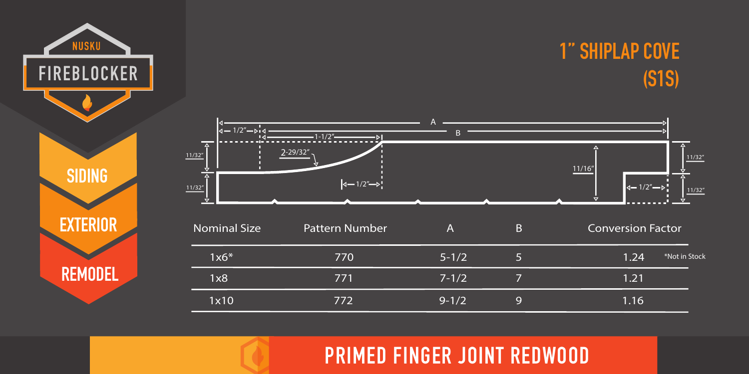NUSKU

FIREBLOCKER

SIDING

EXTERIOR

REMODEL

# 1" SHIPLAP COVE (S1S)

A

B

1/2"

1-1/2"

2-29/32"

1/2"

11/32"

11/32"

11/16"

1/2"

11/32"

11/32"

| Nominal Size | Pattern Number | A | B | Conversion Factor |
|---|---|---|---|---|
| 1x6* | 770 | 5-1/2 | 5 | 1.24 *Not in Stock |
| 1x8 | 771 | 7-1/2 | 7 | 1.21 |
| 1x10 | 772 | 9-1/2 | 9 | 1.16 |

## PRIMED FINGER JOINT REDWOOD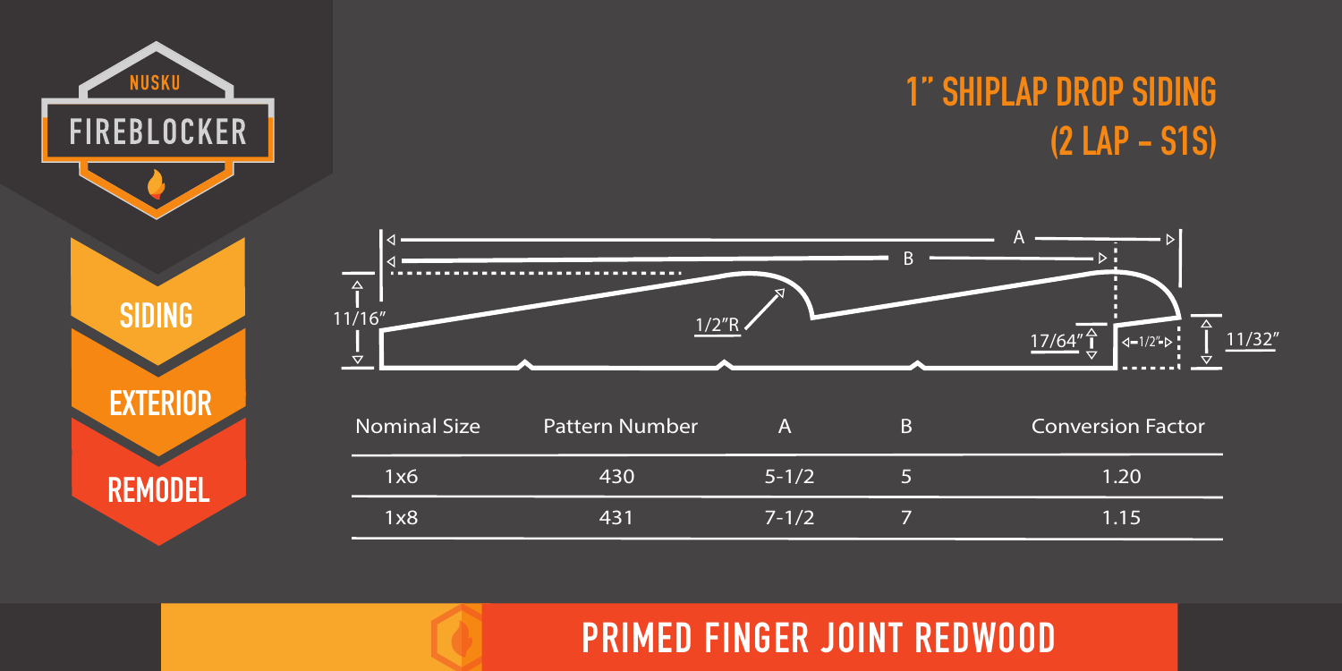NUSKU

FIREBLOCKER

SIDING

EXTERIOR

REMODEL

# 1" SHIPLAP DROP SIDING (2 LAP - S1S)

A

B

11/16"

1/2"R

17/64"

1/2"

11/32"

| Nominal Size | Pattern Number | A | B | Conversion Factor |
|---|---|---|---|---|
| 1x6 | 430 | 5-1/2 | 5 | 1.20 |
| 1x8 | 431 | 7-1/2 | 7 | 1.15 |

## PRIMED FINGER JOINT REDWOOD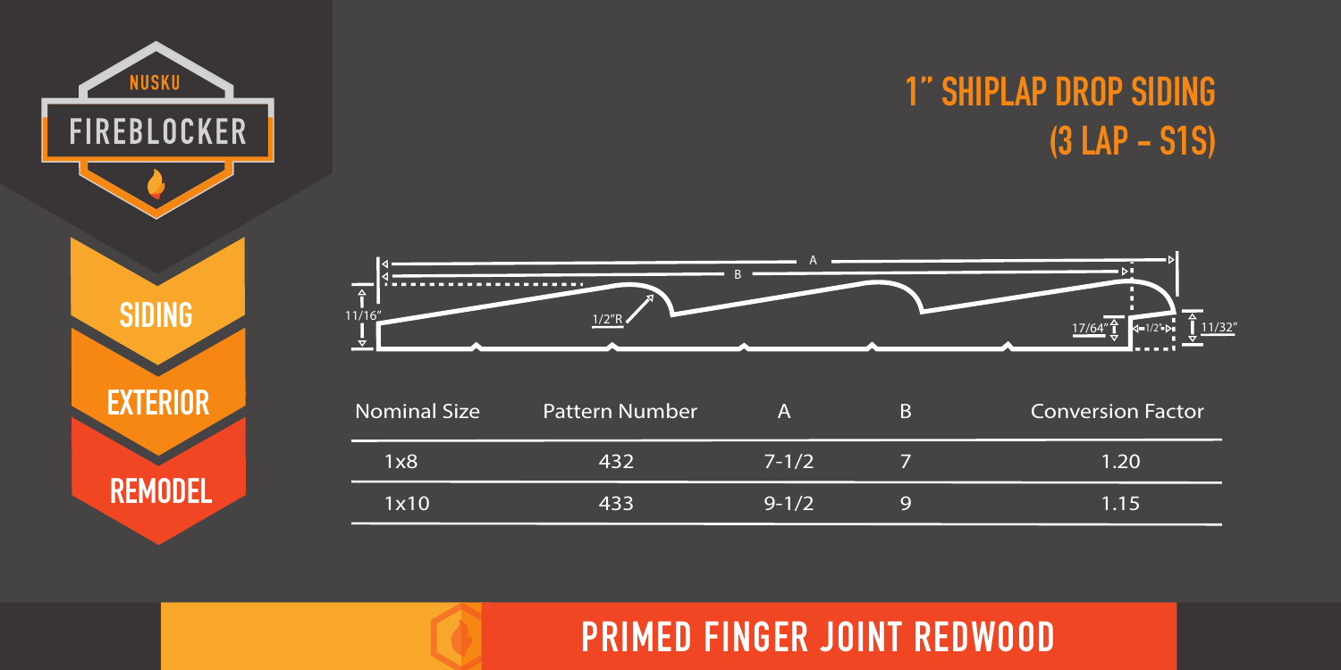NUSKU

FIREBLOCKER

SIDING

EXTERIOR

REMODEL

# 1" SHIPLAP DROP SIDING (3 LAP - S1S)

A

B

11/16"

1/2"R

17/64"

1/2"

11/32"

| Nominal Size | Pattern Number | A | B | Conversion Factor |
|---|---|---|---|---|
| 1x8 | 432 | 7-1/2 | 7 | 1.20 |
| 1x10 | 433 | 9-1/2 | 9 | 1.15 |

## PRIMED FINGER JOINT REDWOOD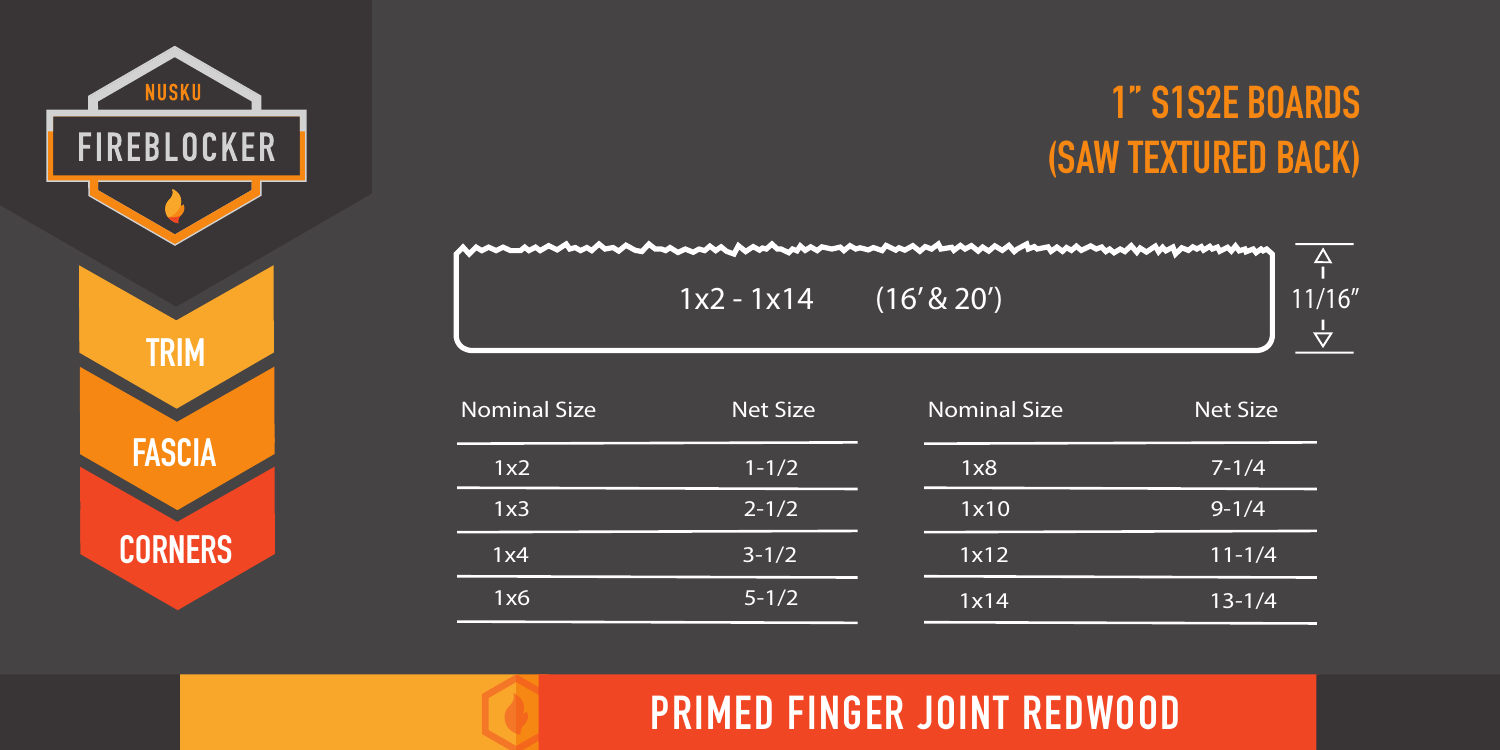NUSKU

FIREBLOCKER

TRIM

FASCIA

CORNERS

# 1" S1S2E BOARDS (SAW TEXTURED BACK)

1x2 - 1x14 (16' & 20')

11/16"

| Nominal Size | Net Size | Nominal Size | Net Size |
|---|---|---|---|
| 1x2 | 1-1/2 | 1x8 | 7-1/4 |
| 1x3 | 2-1/2 | 1x10 | 9-1/4 |
| 1x4 | 3-1/2 | 1x12 | 11-1/4 |
| 1x6 | 5-1/2 | 1x14 | 13-1/4 |

## PRIMED FINGER JOINT REDWOOD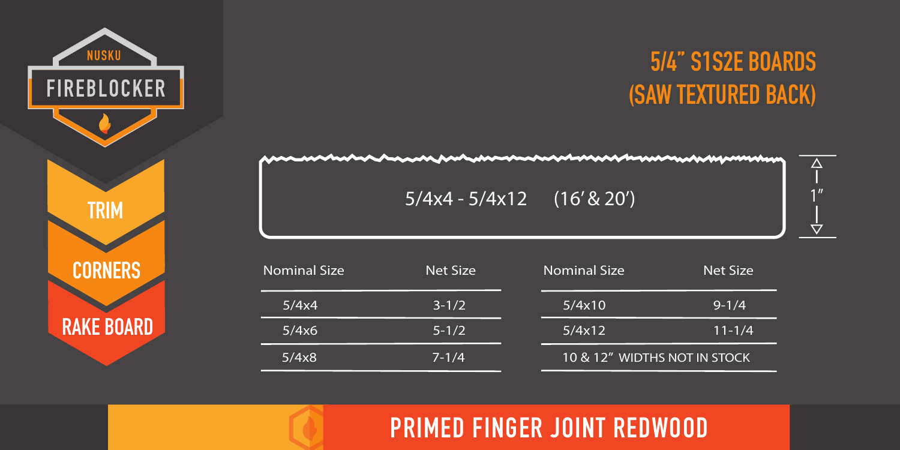NUSKU

FIREBLOCKER

TRIM

CORNERS

RAKE BOARD

## 5/4" S1S2E BOARDS (SAW TEXTURED BACK)

5/4x4 - 5/4x12 (16' & 20')

1"

| Nominal Size | Net Size |
|---|---|
| 5/4x4 | 3-1/2 |
| 5/4x6 | 5-1/2 |
| 5/4x8 | 7-1/4 |

| Nominal Size | Net Size |
|---|---|
| 5/4x10 | 9-1/4 |
| 5/4x12 | 11-1/4 |
| 10 & 12" WIDTHS NOT IN STOCK | |

## PRIMED FINGER JOINT REDWOOD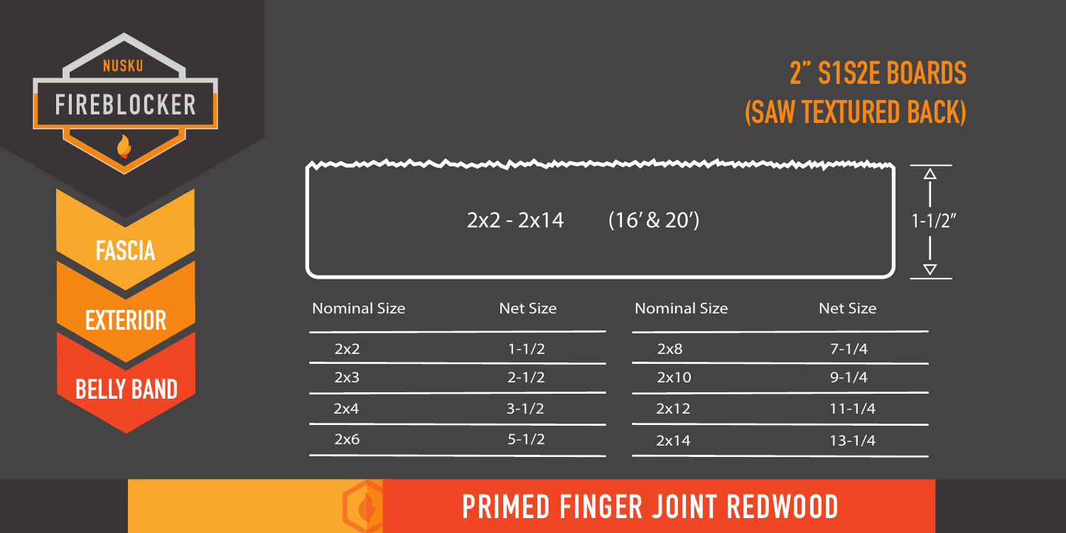NUSKU

FIREBLOCKER

FASCIA

EXTERIOR

BELLY BAND

## 2" S1S2E BOARDS (SAW TEXTURED BACK)

2x2 - 2x14 (16' & 20')

1-1/2"

| Nominal Size | Net Size | Nominal Size | Net Size |
| --- | --- | --- | --- |
| 2x2 | 1-1/2 | 2x8 | 7-1/4 |
| 2x3 | 2-1/2 | 2x10 | 9-1/4 |
| 2x4 | 3-1/2 | 2x12 | 11-1/4 |
| 2x6 | 5-1/2 | 2x14 | 13-1/4 |

PRIMED FINGER JOINT REDWOOD